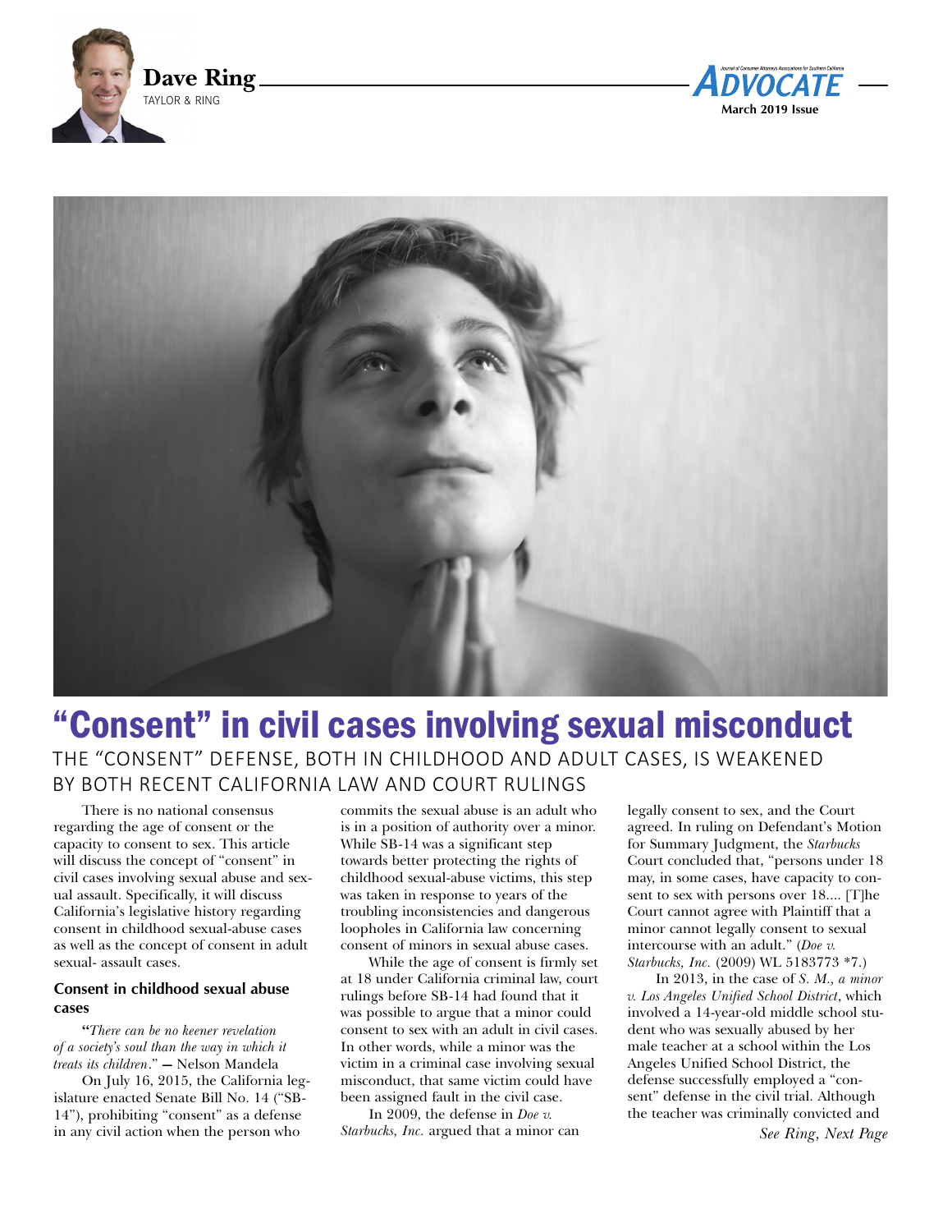Dave Ring
TAYLOR & RING

# "Consent" in civil cases involving sexual misconduct

## THE "CONSENT" DEFENSE, BOTH IN CHILDHOOD AND ADULT CASES, IS WEAKENED BY BOTH RECENT CALIFORNIA LAW AND COURT RULINGS

There is no national consensus regarding the age of consent or the capacity to consent to sex. This article will discuss the concept of "consent" in civil cases involving sexual abuse and sexual assault. Specifically, it will discuss California's legislative history regarding consent in childhood sexual-abuse cases as well as the concept of consent in adult sexual- assault cases.

### Consent in childhood sexual abuse cases

"*There can be no keener revelation of a society's soul than the way in which it treats its children*." — Nelson Mandela

On July 16, 2015, the California legislature enacted Senate Bill No. 14 ("SB-14"), prohibiting "consent" as a defense in any civil action when the person who commits the sexual abuse is an adult who is in a position of authority over a minor. While SB-14 was a significant step towards better protecting the rights of childhood sexual-abuse victims, this step was taken in response to years of the troubling inconsistencies and dangerous loopholes in California law concerning consent of minors in sexual abuse cases.

While the age of consent is firmly set at 18 under California criminal law, court rulings before SB-14 had found that it was possible to argue that a minor could consent to sex with an adult in civil cases. In other words, while a minor was the victim in a criminal case involving sexual misconduct, that same victim could have been assigned fault in the civil case.

In 2009, the defense in *Doe v. Starbucks, Inc.* argued that a minor can legally consent to sex, and the Court agreed. In ruling on Defendant's Motion for Summary Judgment, the *Starbucks* Court concluded that, "persons under 18 may, in some cases, have capacity to consent to sex with persons over 18.... [T]he Court cannot agree with Plaintiff that a minor cannot legally consent to sexual intercourse with an adult." (*Doe v. Starbucks, Inc.* (2009) WL 5183773 *7.)

In 2013, in the case of *S. M., a minor v. Los Angeles Unified School District*, which involved a 14-year-old middle school student who was sexually abused by her male teacher at a school within the Los Angeles Unified School District, the defense successfully employed a "consent" defense in the civil trial. Although the teacher was criminally convicted and

*See Ring, Next Page*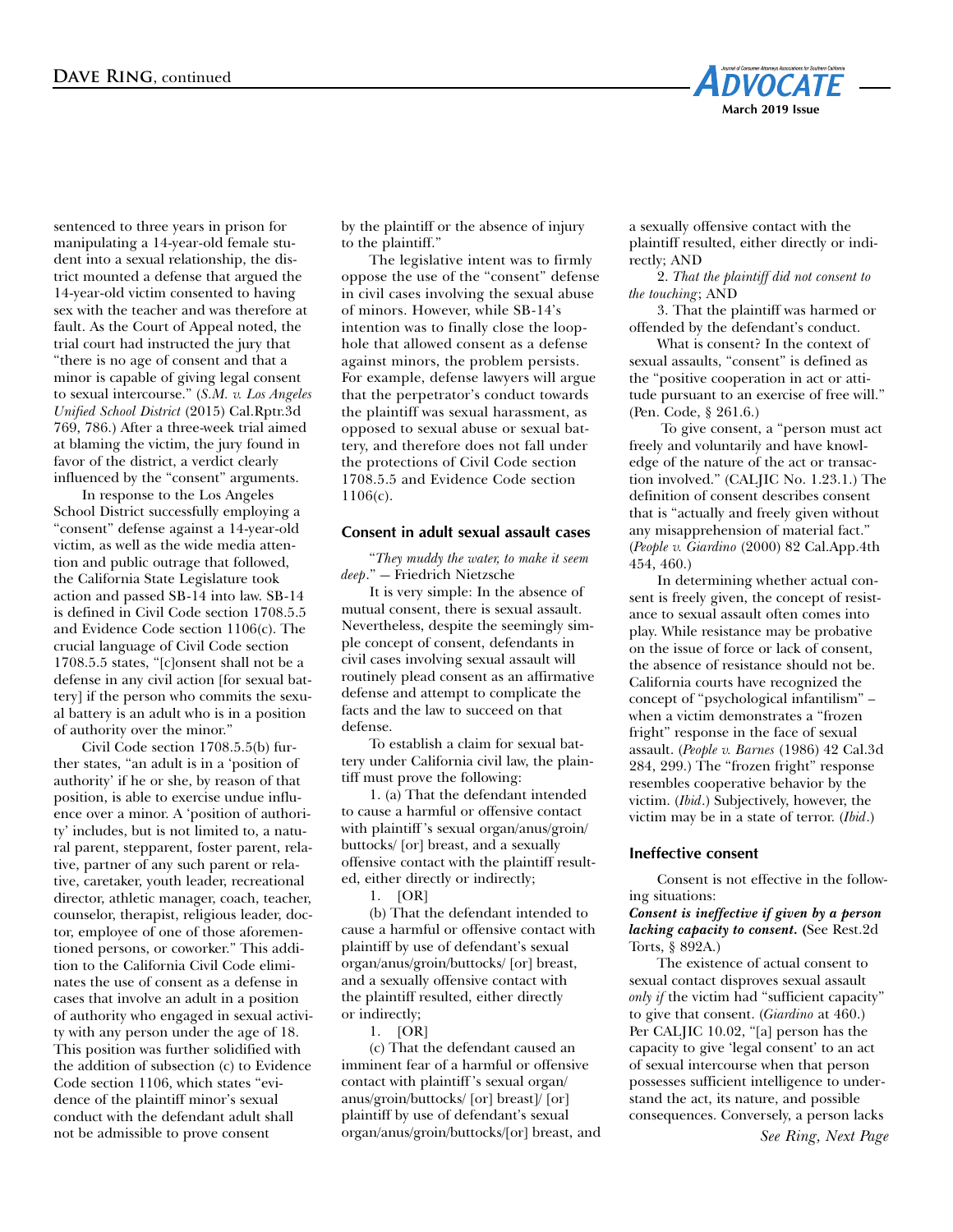sentenced to three years in prison for manipulating a 14-year-old female student into a sexual relationship, the district mounted a defense that argued the 14-year-old victim consented to having sex with the teacher and was therefore at fault. As the Court of Appeal noted, the trial court had instructed the jury that "there is no age of consent and that a minor is capable of giving legal consent to sexual intercourse." (*S.M. v. Los Angeles Unified School District* (2015) Cal.Rptr.3d 769, 786.) After a three-week trial aimed at blaming the victim, the jury found in favor of the district, a verdict clearly influenced by the "consent" arguments.

In response to the Los Angeles School District successfully employing a "consent" defense against a 14-year-old victim, as well as the wide media attention and public outrage that followed, the California State Legislature took action and passed SB-14 into law. SB-14 is defined in Civil Code section 1708.5.5 and Evidence Code section 1106(c). The crucial language of Civil Code section 1708.5.5 states, "[c]onsent shall not be a defense in any civil action [for sexual battery] if the person who commits the sexual battery is an adult who is in a position of authority over the minor."

Civil Code section 1708.5.5(b) further states, "an adult is in a 'position of authority' if he or she, by reason of that position, is able to exercise undue influence over a minor. A 'position of authority' includes, but is not limited to, a natural parent, stepparent, foster parent, relative, partner of any such parent or relative, caretaker, youth leader, recreational director, athletic manager, coach, teacher, counselor, therapist, religious leader, doctor, employee of one of those aforementioned persons, or coworker." This addition to the California Civil Code eliminates the use of consent as a defense in cases that involve an adult in a position of authority who engaged in sexual activity with any person under the age of 18. This position was further solidified with the addition of subsection (c) to Evidence Code section 1106, which states "evidence of the plaintiff minor's sexual conduct with the defendant adult shall not be admissible to prove consent by the plaintiff or the absence of injury to the plaintiff."

The legislative intent was to firmly oppose the use of the "consent" defense in civil cases involving the sexual abuse of minors. However, while SB-14's intention was to finally close the loophole that allowed consent as a defense against minors, the problem persists. For example, defense lawyers will argue that the perpetrator's conduct towards the plaintiff was sexual harassment, as opposed to sexual abuse or sexual battery, and therefore does not fall under the protections of Civil Code section 1708.5.5 and Evidence Code section 1106(c).

### Consent in adult sexual assault cases

"*They muddy the water, to make it seem deep*." — Friedrich Nietzsche

It is very simple: In the absence of mutual consent, there is sexual assault. Nevertheless, despite the seemingly simple concept of consent, defendants in civil cases involving sexual assault will routinely plead consent as an affirmative defense and attempt to complicate the facts and the law to succeed on that defense.

To establish a claim for sexual battery under California civil law, the plaintiff must prove the following:

1. (a) That the defendant intended to cause a harmful or offensive contact with plaintiff's sexual organ/anus/groin/buttocks/ [or] breast, and a sexually offensive contact with the plaintiff resulted, either directly or indirectly;

1. [OR]

(b) That the defendant intended to cause a harmful or offensive contact with plaintiff by use of defendant's sexual organ/anus/groin/buttocks/ [or] breast, and a sexually offensive contact with the plaintiff resulted, either directly or indirectly;

1. [OR]

(c) That the defendant caused an imminent fear of a harmful or offensive contact with plaintiff's sexual organ/anus/groin/buttocks/ [or] breast]/ [or] plaintiff by use of defendant's sexual organ/anus/groin/buttocks/[or] breast, and a sexually offensive contact with the plaintiff resulted, either directly or indirectly; AND

2. *That the plaintiff did not consent to the touching*; AND

3. That the plaintiff was harmed or offended by the defendant's conduct.

What is consent? In the context of sexual assaults, "consent" is defined as the "positive cooperation in act or attitude pursuant to an exercise of free will." (Pen. Code, § 261.6.)

To give consent, a "person must act freely and voluntarily and have knowledge of the nature of the act or transaction involved." (CALJIC No. 1.23.1.) The definition of consent describes consent that is "actually and freely given without any misapprehension of material fact." (*People v. Giardino* (2000) 82 Cal.App.4th 454, 460.)

In determining whether actual consent is freely given, the concept of resistance to sexual assault often comes into play. While resistance may be probative on the issue of force or lack of consent, the absence of resistance should not be. California courts have recognized the concept of "psychological infantilism" – when a victim demonstrates a "frozen fright" response in the face of sexual assault. (*People v. Barnes* (1986) 42 Cal.3d 284, 299.) The "frozen fright" response resembles cooperative behavior by the victim. (*Ibid*.) Subjectively, however, the victim may be in a state of terror. (*Ibid*.)

### Ineffective consent

Consent is not effective in the following situations:

***Consent is ineffective if given by a person lacking capacity to consent.*** **(**See Rest.2d Torts, § 892A.)

The existence of actual consent to sexual contact disproves sexual assault *only if* the victim had "sufficient capacity" to give that consent. (*Giardino* at 460.) Per CALJIC 10.02, "[a] person has the capacity to give 'legal consent' to an act of sexual intercourse when that person possesses sufficient intelligence to understand the act, its nature, and possible consequences. Conversely, a person lacks

*See Ring, Next Page*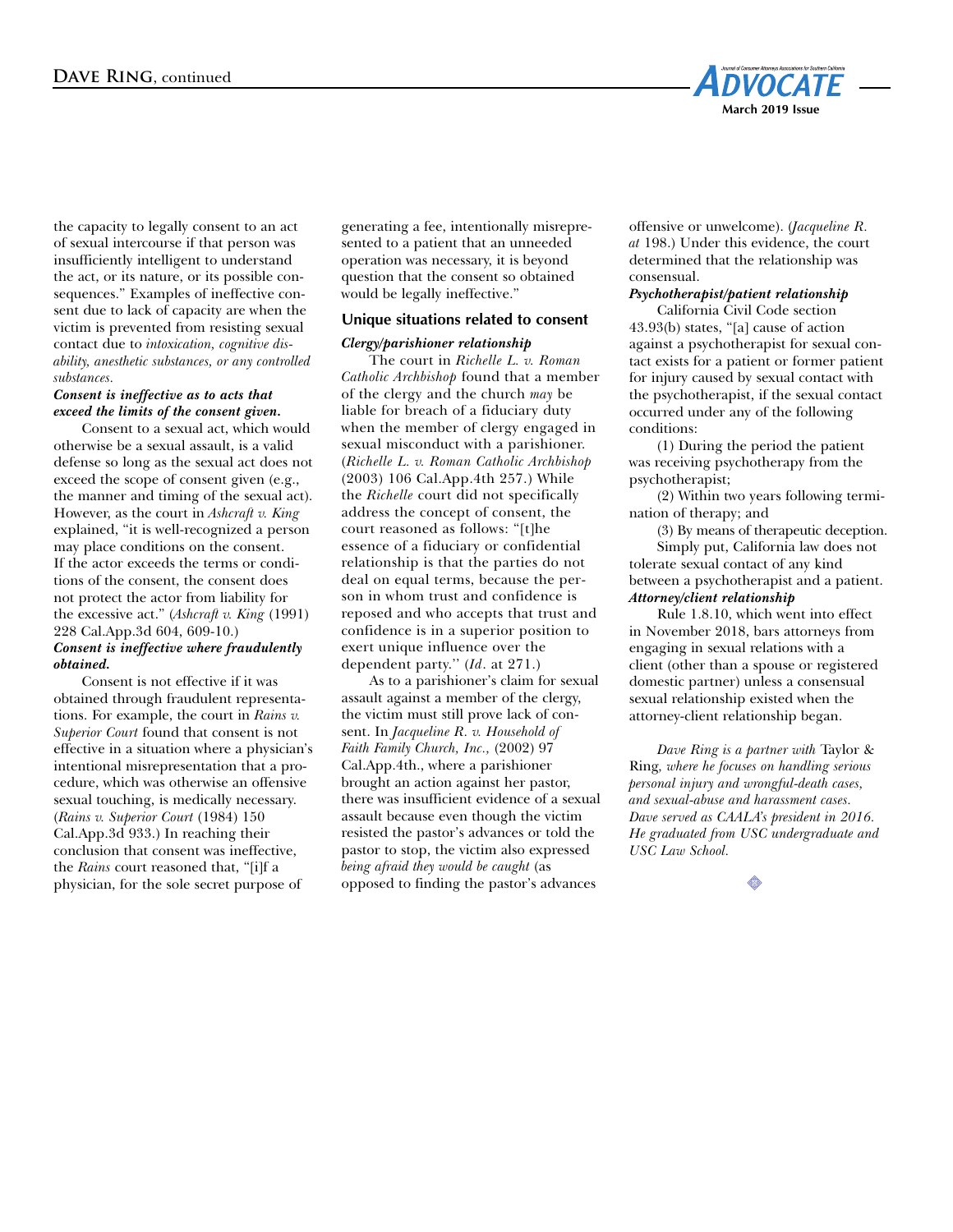the capacity to legally consent to an act of sexual intercourse if that person was insufficiently intelligent to understand the act, or its nature, or its possible consequences." Examples of ineffective consent due to lack of capacity are when the victim is prevented from resisting sexual contact due to *intoxication, cognitive disability, anesthetic substances, or any controlled substances.*

***Consent is ineffective as to acts that exceed the limits of the consent given.***

Consent to a sexual act, which would otherwise be a sexual assault, is a valid defense so long as the sexual act does not exceed the scope of consent given (e.g., the manner and timing of the sexual act). However, as the court in *Ashcraft v. King* explained, "it is well-recognized a person may place conditions on the consent. If the actor exceeds the terms or conditions of the consent, the consent does not protect the actor from liability for the excessive act." (*Ashcraft v. King* (1991) 228 Cal.App.3d 604, 609-10.)

***Consent is ineffective where fraudulently obtained.***

Consent is not effective if it was obtained through fraudulent representations. For example, the court in *Rains v. Superior Court* found that consent is not effective in a situation where a physician's intentional misrepresentation that a procedure, which was otherwise an offensive sexual touching, is medically necessary. (*Rains v. Superior Court* (1984) 150 Cal.App.3d 933.) In reaching their conclusion that consent was ineffective, the *Rains* court reasoned that, "[i]f a physician, for the sole secret purpose of generating a fee, intentionally misrepresented to a patient that an unneeded operation was necessary, it is beyond question that the consent so obtained would be legally ineffective."

## Unique situations related to consent

***Clergy/parishioner relationship***

The court in *Richelle L. v. Roman Catholic Archbishop* found that a member of the clergy and the church *may* be liable for breach of a fiduciary duty when the member of clergy engaged in sexual misconduct with a parishioner. (*Richelle L. v. Roman Catholic Archbishop* (2003) 106 Cal.App.4th 257.) While the *Richelle* court did not specifically address the concept of consent, the court reasoned as follows: "[t]he essence of a fiduciary or confidential relationship is that the parties do not deal on equal terms, because the person in whom trust and confidence is reposed and who accepts that trust and confidence is in a superior position to exert unique influence over the dependent party.'' (*Id.* at 271.)

As to a parishioner's claim for sexual assault against a member of the clergy, the victim must still prove lack of consent. In *Jacqueline R. v. Household of Faith Family Church, Inc.,* (2002) 97 Cal.App.4th., where a parishioner brought an action against her pastor, there was insufficient evidence of a sexual assault because even though the victim resisted the pastor's advances or told the pastor to stop, the victim also expressed *being afraid they would be caught* (as opposed to finding the pastor's advances offensive or unwelcome). (*Jacqueline R. at* 198.) Under this evidence, the court determined that the relationship was consensual.

***Psychotherapist/patient relationship***

California Civil Code section 43.93(b) states, "[a] cause of action against a psychotherapist for sexual contact exists for a patient or former patient for injury caused by sexual contact with the psychotherapist, if the sexual contact occurred under any of the following conditions:

(1) During the period the patient was receiving psychotherapy from the psychotherapist;

(2) Within two years following termination of therapy; and

(3) By means of therapeutic deception.

Simply put, California law does not tolerate sexual contact of any kind between a psychotherapist and a patient.

***Attorney/client relationship***

Rule 1.8.10, which went into effect in November 2018, bars attorneys from engaging in sexual relations with a client (other than a spouse or registered domestic partner) unless a consensual sexual relationship existed when the attorney-client relationship began.

*Dave Ring is a partner with* Taylor & Ring*, where he focuses on handling serious personal injury and wrongful-death cases, and sexual-abuse and harassment cases. Dave served as CAALA's president in 2016. He graduated from USC undergraduate and USC Law School.*